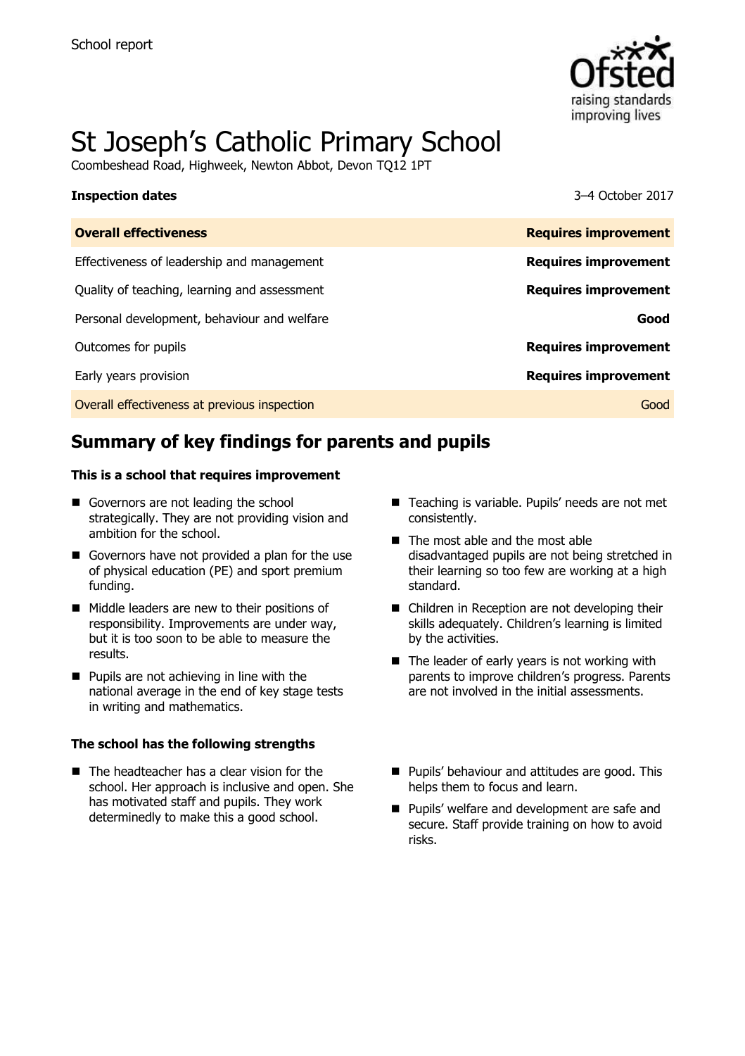School report

# St Joseph's Catholic Primary School

Coombeshead Road, Highweek, Newton Abbot, Devon TQ12 1PT

| **Inspection dates** | 3–4 October 2017 |
| --- | --- |
| **Overall effectiveness** | **Requires improvement** |
| Effectiveness of leadership and management | **Requires improvement** |
| Quality of teaching, learning and assessment | **Requires improvement** |
| Personal development, behaviour and welfare | **Good** |
| Outcomes for pupils | **Requires improvement** |
| Early years provision | **Requires improvement** |
| Overall effectiveness at previous inspection | Good |

## Summary of key findings for parents and pupils

**This is a school that requires improvement**

- Governors are not leading the school strategically. They are not providing vision and ambition for the school.
- Governors have not provided a plan for the use of physical education (PE) and sport premium funding.
- Middle leaders are new to their positions of responsibility. Improvements are under way, but it is too soon to be able to measure the results.
- Pupils are not achieving in line with the national average in the end of key stage tests in writing and mathematics.
- Teaching is variable. Pupils' needs are not met consistently.
- The most able and the most able disadvantaged pupils are not being stretched in their learning so too few are working at a high standard.
- Children in Reception are not developing their skills adequately. Children's learning is limited by the activities.
- The leader of early years is not working with parents to improve children's progress. Parents are not involved in the initial assessments.

**The school has the following strengths**

- The headteacher has a clear vision for the school. Her approach is inclusive and open. She has motivated staff and pupils. They work determinedly to make this a good school.
- Pupils' behaviour and attitudes are good. This helps them to focus and learn.
- Pupils' welfare and development are safe and secure. Staff provide training on how to avoid risks.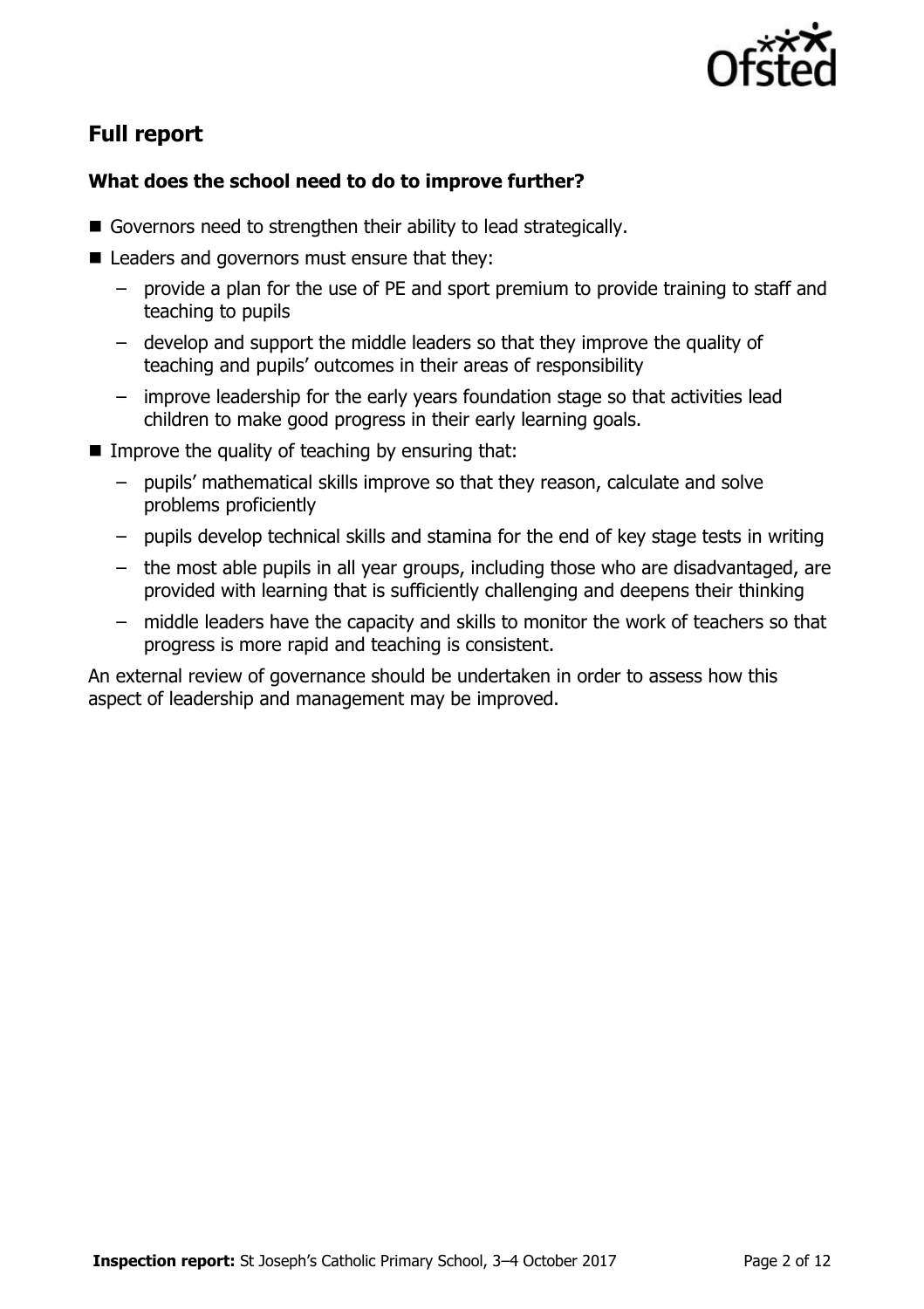## Full report

### What does the school need to do to improve further?

- Governors need to strengthen their ability to lead strategically.
- Leaders and governors must ensure that they:
  - provide a plan for the use of PE and sport premium to provide training to staff and teaching to pupils
  - develop and support the middle leaders so that they improve the quality of teaching and pupils' outcomes in their areas of responsibility
  - improve leadership for the early years foundation stage so that activities lead children to make good progress in their early learning goals.
- Improve the quality of teaching by ensuring that:
  - pupils' mathematical skills improve so that they reason, calculate and solve problems proficiently
  - pupils develop technical skills and stamina for the end of key stage tests in writing
  - the most able pupils in all year groups, including those who are disadvantaged, are provided with learning that is sufficiently challenging and deepens their thinking
  - middle leaders have the capacity and skills to monitor the work of teachers so that progress is more rapid and teaching is consistent.

An external review of governance should be undertaken in order to assess how this aspect of leadership and management may be improved.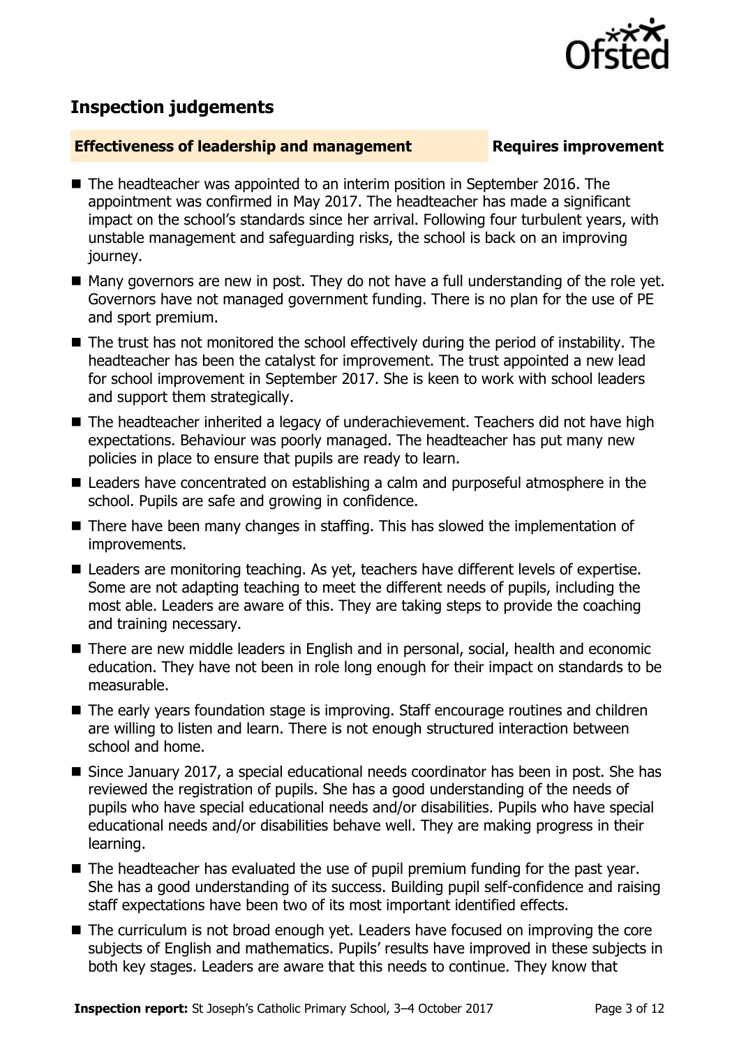## Inspection judgements

**Effectiveness of leadership and management** **Requires improvement**

- The headteacher was appointed to an interim position in September 2016. The appointment was confirmed in May 2017. The headteacher has made a significant impact on the school's standards since her arrival. Following four turbulent years, with unstable management and safeguarding risks, the school is back on an improving journey.
- Many governors are new in post. They do not have a full understanding of the role yet. Governors have not managed government funding. There is no plan for the use of PE and sport premium.
- The trust has not monitored the school effectively during the period of instability. The headteacher has been the catalyst for improvement. The trust appointed a new lead for school improvement in September 2017. She is keen to work with school leaders and support them strategically.
- The headteacher inherited a legacy of underachievement. Teachers did not have high expectations. Behaviour was poorly managed. The headteacher has put many new policies in place to ensure that pupils are ready to learn.
- Leaders have concentrated on establishing a calm and purposeful atmosphere in the school. Pupils are safe and growing in confidence.
- There have been many changes in staffing. This has slowed the implementation of improvements.
- Leaders are monitoring teaching. As yet, teachers have different levels of expertise. Some are not adapting teaching to meet the different needs of pupils, including the most able. Leaders are aware of this. They are taking steps to provide the coaching and training necessary.
- There are new middle leaders in English and in personal, social, health and economic education. They have not been in role long enough for their impact on standards to be measurable.
- The early years foundation stage is improving. Staff encourage routines and children are willing to listen and learn. There is not enough structured interaction between school and home.
- Since January 2017, a special educational needs coordinator has been in post. She has reviewed the registration of pupils. She has a good understanding of the needs of pupils who have special educational needs and/or disabilities. Pupils who have special educational needs and/or disabilities behave well. They are making progress in their learning.
- The headteacher has evaluated the use of pupil premium funding for the past year. She has a good understanding of its success. Building pupil self-confidence and raising staff expectations have been two of its most important identified effects.
- The curriculum is not broad enough yet. Leaders have focused on improving the core subjects of English and mathematics. Pupils' results have improved in these subjects in both key stages. Leaders are aware that this needs to continue. They know that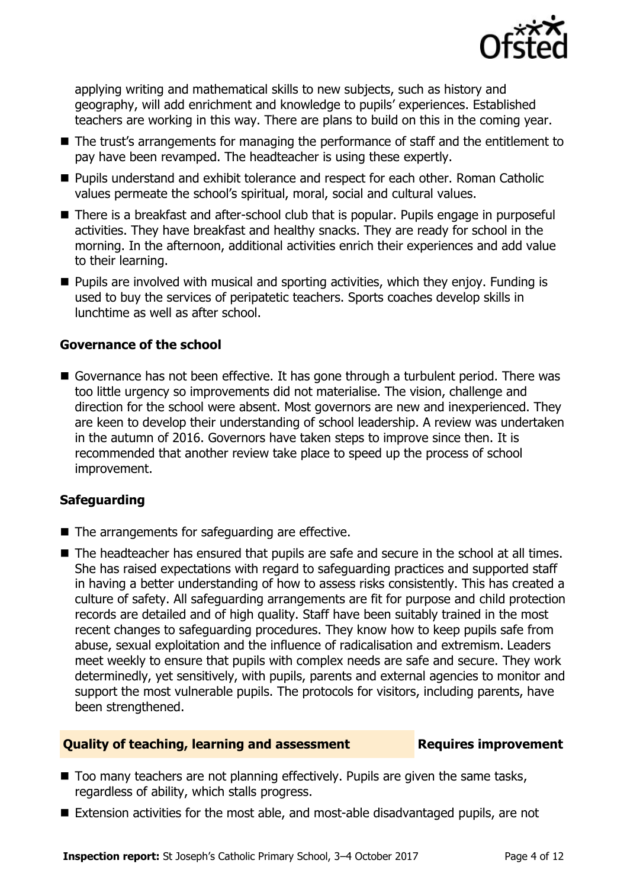applying writing and mathematical skills to new subjects, such as history and geography, will add enrichment and knowledge to pupils' experiences. Established teachers are working in this way. There are plans to build on this in the coming year.

- The trust's arrangements for managing the performance of staff and the entitlement to pay have been revamped. The headteacher is using these expertly.
- Pupils understand and exhibit tolerance and respect for each other. Roman Catholic values permeate the school's spiritual, moral, social and cultural values.
- There is a breakfast and after-school club that is popular. Pupils engage in purposeful activities. They have breakfast and healthy snacks. They are ready for school in the morning. In the afternoon, additional activities enrich their experiences and add value to their learning.
- Pupils are involved with musical and sporting activities, which they enjoy. Funding is used to buy the services of peripatetic teachers. Sports coaches develop skills in lunchtime as well as after school.

### Governance of the school

- Governance has not been effective. It has gone through a turbulent period. There was too little urgency so improvements did not materialise. The vision, challenge and direction for the school were absent. Most governors are new and inexperienced. They are keen to develop their understanding of school leadership. A review was undertaken in the autumn of 2016. Governors have taken steps to improve since then. It is recommended that another review take place to speed up the process of school improvement.

### Safeguarding

- The arrangements for safeguarding are effective.
- The headteacher has ensured that pupils are safe and secure in the school at all times. She has raised expectations with regard to safeguarding practices and supported staff in having a better understanding of how to assess risks consistently. This has created a culture of safety. All safeguarding arrangements are fit for purpose and child protection records are detailed and of high quality. Staff have been suitably trained in the most recent changes to safeguarding procedures. They know how to keep pupils safe from abuse, sexual exploitation and the influence of radicalisation and extremism. Leaders meet weekly to ensure that pupils with complex needs are safe and secure. They work determinedly, yet sensitively, with pupils, parents and external agencies to monitor and support the most vulnerable pupils. The protocols for visitors, including parents, have been strengthened.

## Quality of teaching, learning and assessment — Requires improvement

- Too many teachers are not planning effectively. Pupils are given the same tasks, regardless of ability, which stalls progress.
- Extension activities for the most able, and most-able disadvantaged pupils, are not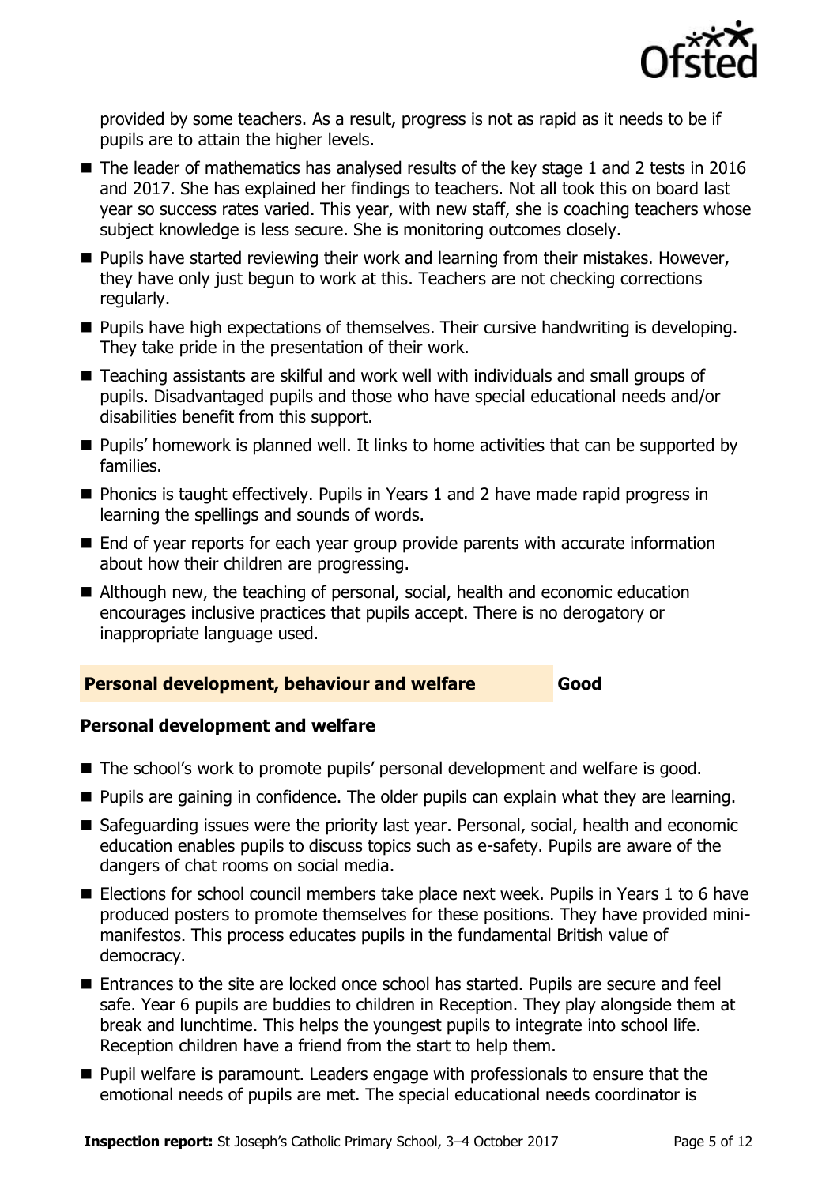provided by some teachers. As a result, progress is not as rapid as it needs to be if pupils are to attain the higher levels.

- The leader of mathematics has analysed results of the key stage 1 and 2 tests in 2016 and 2017. She has explained her findings to teachers. Not all took this on board last year so success rates varied. This year, with new staff, she is coaching teachers whose subject knowledge is less secure. She is monitoring outcomes closely.
- Pupils have started reviewing their work and learning from their mistakes. However, they have only just begun to work at this. Teachers are not checking corrections regularly.
- Pupils have high expectations of themselves. Their cursive handwriting is developing. They take pride in the presentation of their work.
- Teaching assistants are skilful and work well with individuals and small groups of pupils. Disadvantaged pupils and those who have special educational needs and/or disabilities benefit from this support.
- Pupils' homework is planned well. It links to home activities that can be supported by families.
- Phonics is taught effectively. Pupils in Years 1 and 2 have made rapid progress in learning the spellings and sounds of words.
- End of year reports for each year group provide parents with accurate information about how their children are progressing.
- Although new, the teaching of personal, social, health and economic education encourages inclusive practices that pupils accept. There is no derogatory or inappropriate language used.

## Personal development, behaviour and welfare — Good

### Personal development and welfare

- The school's work to promote pupils' personal development and welfare is good.
- Pupils are gaining in confidence. The older pupils can explain what they are learning.
- Safeguarding issues were the priority last year. Personal, social, health and economic education enables pupils to discuss topics such as e-safety. Pupils are aware of the dangers of chat rooms on social media.
- Elections for school council members take place next week. Pupils in Years 1 to 6 have produced posters to promote themselves for these positions. They have provided mini-manifestos. This process educates pupils in the fundamental British value of democracy.
- Entrances to the site are locked once school has started. Pupils are secure and feel safe. Year 6 pupils are buddies to children in Reception. They play alongside them at break and lunchtime. This helps the youngest pupils to integrate into school life. Reception children have a friend from the start to help them.
- Pupil welfare is paramount. Leaders engage with professionals to ensure that the emotional needs of pupils are met. The special educational needs coordinator is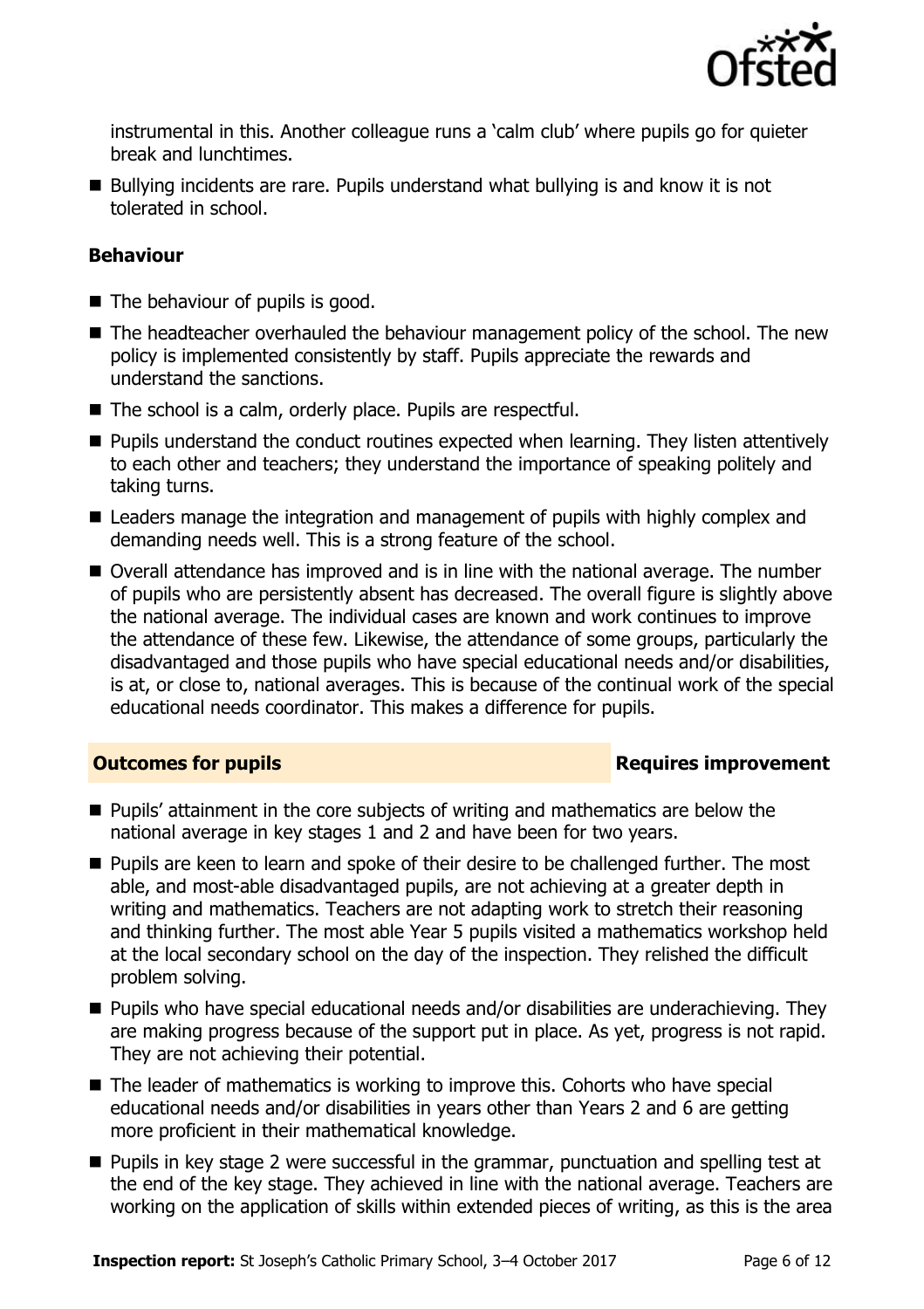instrumental in this. Another colleague runs a 'calm club' where pupils go for quieter break and lunchtimes.

- Bullying incidents are rare. Pupils understand what bullying is and know it is not tolerated in school.

### Behaviour

- The behaviour of pupils is good.
- The headteacher overhauled the behaviour management policy of the school. The new policy is implemented consistently by staff. Pupils appreciate the rewards and understand the sanctions.
- The school is a calm, orderly place. Pupils are respectful.
- Pupils understand the conduct routines expected when learning. They listen attentively to each other and teachers; they understand the importance of speaking politely and taking turns.
- Leaders manage the integration and management of pupils with highly complex and demanding needs well. This is a strong feature of the school.
- Overall attendance has improved and is in line with the national average. The number of pupils who are persistently absent has decreased. The overall figure is slightly above the national average. The individual cases are known and work continues to improve the attendance of these few. Likewise, the attendance of some groups, particularly the disadvantaged and those pupils who have special educational needs and/or disabilities, is at, or close to, national averages. This is because of the continual work of the special educational needs coordinator. This makes a difference for pupils.

## Outcomes for pupils — Requires improvement

- Pupils' attainment in the core subjects of writing and mathematics are below the national average in key stages 1 and 2 and have been for two years.
- Pupils are keen to learn and spoke of their desire to be challenged further. The most able, and most-able disadvantaged pupils, are not achieving at a greater depth in writing and mathematics. Teachers are not adapting work to stretch their reasoning and thinking further. The most able Year 5 pupils visited a mathematics workshop held at the local secondary school on the day of the inspection. They relished the difficult problem solving.
- Pupils who have special educational needs and/or disabilities are underachieving. They are making progress because of the support put in place. As yet, progress is not rapid. They are not achieving their potential.
- The leader of mathematics is working to improve this. Cohorts who have special educational needs and/or disabilities in years other than Years 2 and 6 are getting more proficient in their mathematical knowledge.
- Pupils in key stage 2 were successful in the grammar, punctuation and spelling test at the end of the key stage. They achieved in line with the national average. Teachers are working on the application of skills within extended pieces of writing, as this is the area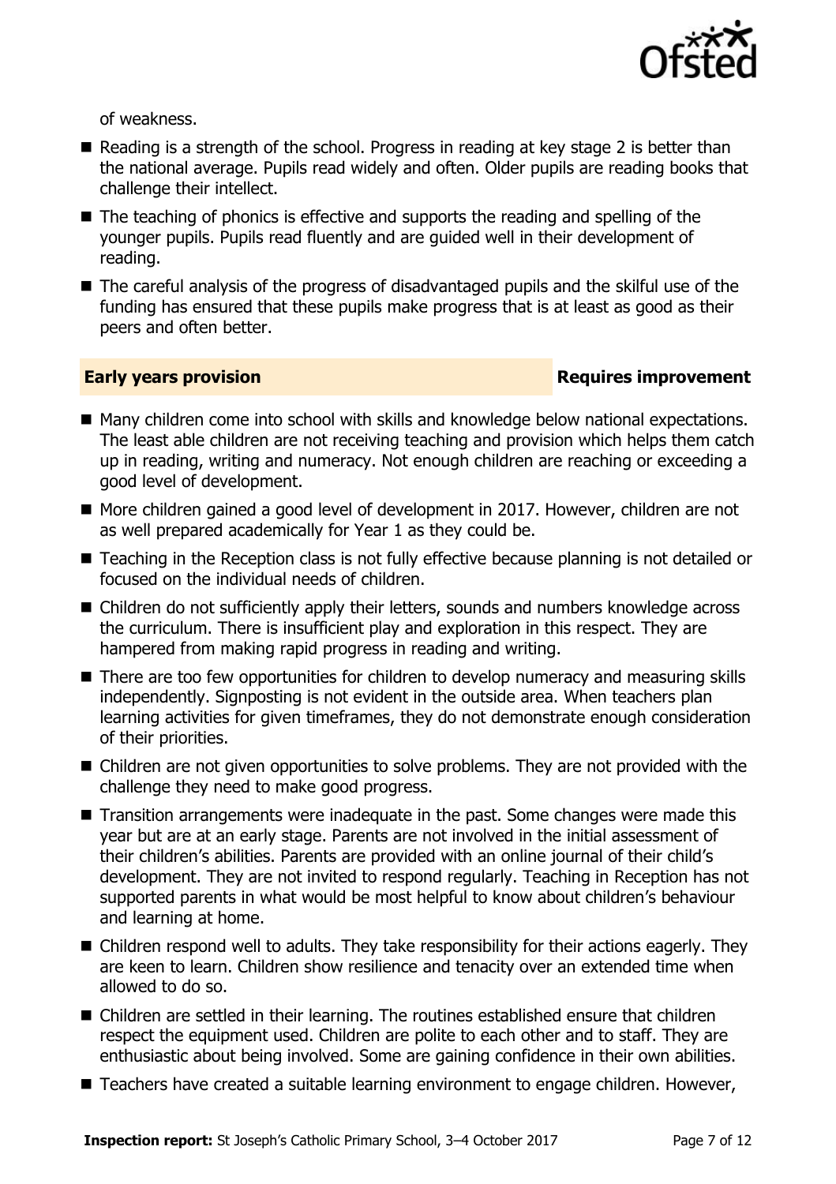of weakness.

- Reading is a strength of the school. Progress in reading at key stage 2 is better than the national average. Pupils read widely and often. Older pupils are reading books that challenge their intellect.
- The teaching of phonics is effective and supports the reading and spelling of the younger pupils. Pupils read fluently and are guided well in their development of reading.
- The careful analysis of the progress of disadvantaged pupils and the skilful use of the funding has ensured that these pupils make progress that is at least as good as their peers and often better.

## Early years provision — Requires improvement

- Many children come into school with skills and knowledge below national expectations. The least able children are not receiving teaching and provision which helps them catch up in reading, writing and numeracy. Not enough children are reaching or exceeding a good level of development.
- More children gained a good level of development in 2017. However, children are not as well prepared academically for Year 1 as they could be.
- Teaching in the Reception class is not fully effective because planning is not detailed or focused on the individual needs of children.
- Children do not sufficiently apply their letters, sounds and numbers knowledge across the curriculum. There is insufficient play and exploration in this respect. They are hampered from making rapid progress in reading and writing.
- There are too few opportunities for children to develop numeracy and measuring skills independently. Signposting is not evident in the outside area. When teachers plan learning activities for given timeframes, they do not demonstrate enough consideration of their priorities.
- Children are not given opportunities to solve problems. They are not provided with the challenge they need to make good progress.
- Transition arrangements were inadequate in the past. Some changes were made this year but are at an early stage. Parents are not involved in the initial assessment of their children's abilities. Parents are provided with an online journal of their child's development. They are not invited to respond regularly. Teaching in Reception has not supported parents in what would be most helpful to know about children's behaviour and learning at home.
- Children respond well to adults. They take responsibility for their actions eagerly. They are keen to learn. Children show resilience and tenacity over an extended time when allowed to do so.
- Children are settled in their learning. The routines established ensure that children respect the equipment used. Children are polite to each other and to staff. They are enthusiastic about being involved. Some are gaining confidence in their own abilities.
- Teachers have created a suitable learning environment to engage children. However,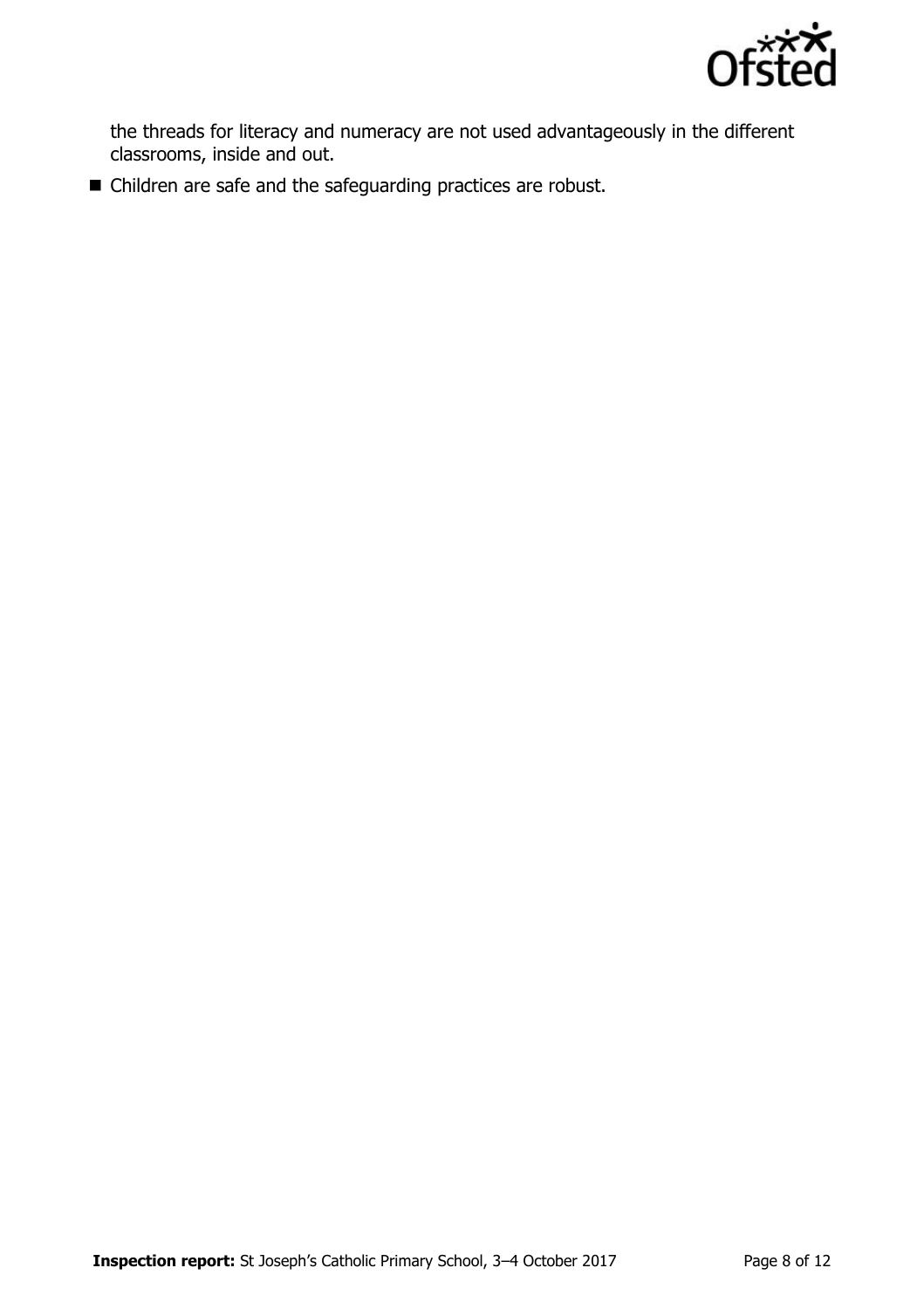the threads for literacy and numeracy are not used advantageously in the different classrooms, inside and out.

- Children are safe and the safeguarding practices are robust.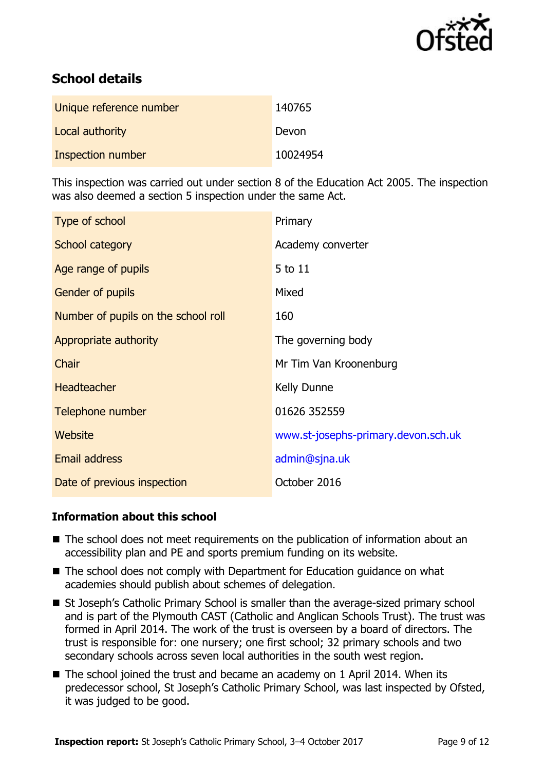## School details

| | |
|---|---|
| Unique reference number | 140765 |
| Local authority | Devon |
| Inspection number | 10024954 |

This inspection was carried out under section 8 of the Education Act 2005. The inspection was also deemed a section 5 inspection under the same Act.

| | |
|---|---|
| Type of school | Primary |
| School category | Academy converter |
| Age range of pupils | 5 to 11 |
| Gender of pupils | Mixed |
| Number of pupils on the school roll | 160 |
| Appropriate authority | The governing body |
| Chair | Mr Tim Van Kroonenburg |
| Headteacher | Kelly Dunne |
| Telephone number | 01626 352559 |
| Website | www.st-josephs-primary.devon.sch.uk |
| Email address | admin@sjna.uk |
| Date of previous inspection | October 2016 |

### Information about this school

- The school does not meet requirements on the publication of information about an accessibility plan and PE and sports premium funding on its website.
- The school does not comply with Department for Education guidance on what academies should publish about schemes of delegation.
- St Joseph's Catholic Primary School is smaller than the average-sized primary school and is part of the Plymouth CAST (Catholic and Anglican Schools Trust). The trust was formed in April 2014. The work of the trust is overseen by a board of directors. The trust is responsible for: one nursery; one first school; 32 primary schools and two secondary schools across seven local authorities in the south west region.
- The school joined the trust and became an academy on 1 April 2014. When its predecessor school, St Joseph's Catholic Primary School, was last inspected by Ofsted, it was judged to be good.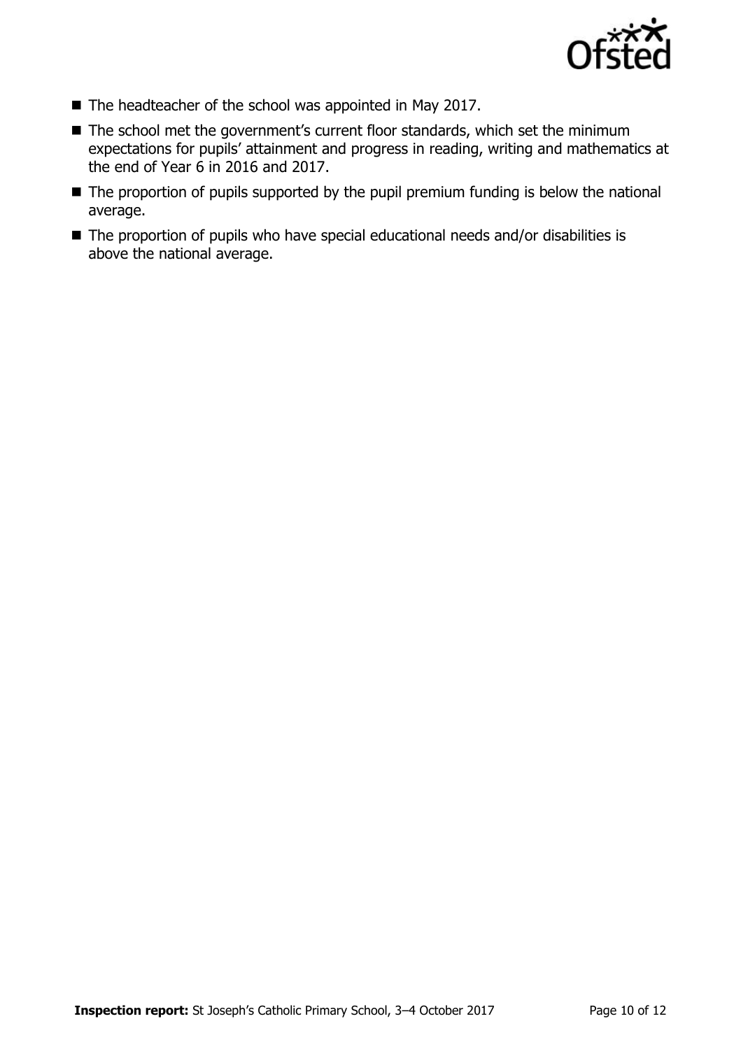- The headteacher of the school was appointed in May 2017.
- The school met the government's current floor standards, which set the minimum expectations for pupils' attainment and progress in reading, writing and mathematics at the end of Year 6 in 2016 and 2017.
- The proportion of pupils supported by the pupil premium funding is below the national average.
- The proportion of pupils who have special educational needs and/or disabilities is above the national average.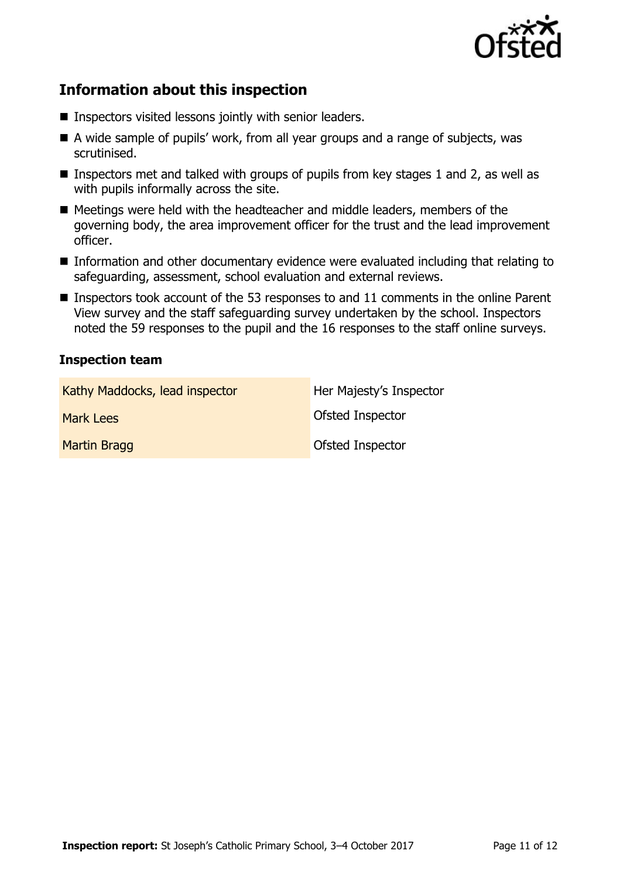## Information about this inspection

- Inspectors visited lessons jointly with senior leaders.
- A wide sample of pupils' work, from all year groups and a range of subjects, was scrutinised.
- Inspectors met and talked with groups of pupils from key stages 1 and 2, as well as with pupils informally across the site.
- Meetings were held with the headteacher and middle leaders, members of the governing body, the area improvement officer for the trust and the lead improvement officer.
- Information and other documentary evidence were evaluated including that relating to safeguarding, assessment, school evaluation and external reviews.
- Inspectors took account of the 53 responses to and 11 comments in the online Parent View survey and the staff safeguarding survey undertaken by the school. Inspectors noted the 59 responses to the pupil and the 16 responses to the staff online surveys.

### Inspection team

| | |
|---|---|
| Kathy Maddocks, lead inspector | Her Majesty's Inspector |
| Mark Lees | Ofsted Inspector |
| Martin Bragg | Ofsted Inspector |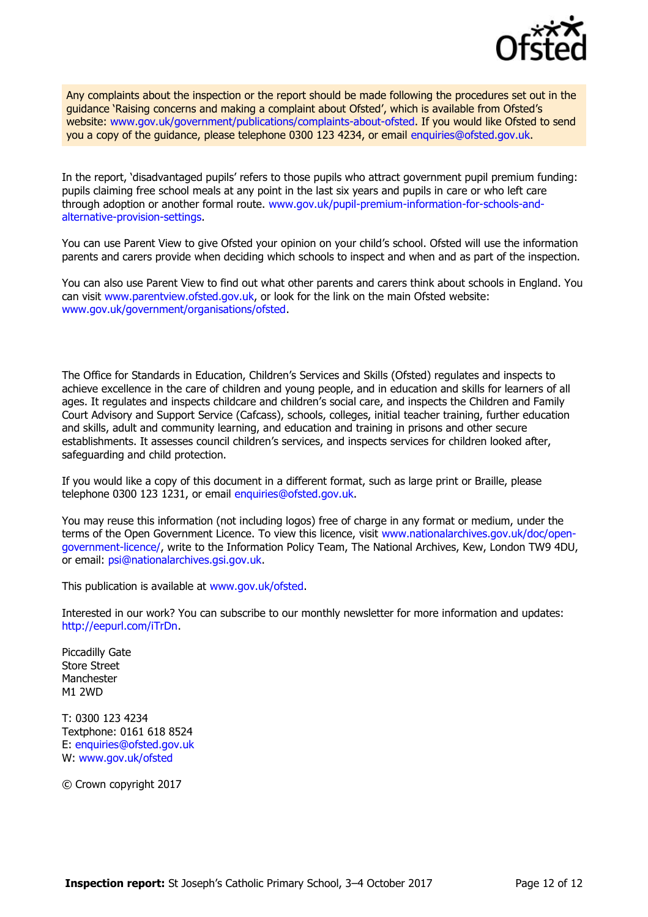Any complaints about the inspection or the report should be made following the procedures set out in the guidance 'Raising concerns and making a complaint about Ofsted', which is available from Ofsted's website: www.gov.uk/government/publications/complaints-about-ofsted. If you would like Ofsted to send you a copy of the guidance, please telephone 0300 123 4234, or email enquiries@ofsted.gov.uk.

In the report, 'disadvantaged pupils' refers to those pupils who attract government pupil premium funding: pupils claiming free school meals at any point in the last six years and pupils in care or who left care through adoption or another formal route. www.gov.uk/pupil-premium-information-for-schools-and-alternative-provision-settings.

You can use Parent View to give Ofsted your opinion on your child's school. Ofsted will use the information parents and carers provide when deciding which schools to inspect and when and as part of the inspection.

You can also use Parent View to find out what other parents and carers think about schools in England. You can visit www.parentview.ofsted.gov.uk, or look for the link on the main Ofsted website: www.gov.uk/government/organisations/ofsted.

The Office for Standards in Education, Children's Services and Skills (Ofsted) regulates and inspects to achieve excellence in the care of children and young people, and in education and skills for learners of all ages. It regulates and inspects childcare and children's social care, and inspects the Children and Family Court Advisory and Support Service (Cafcass), schools, colleges, initial teacher training, further education and skills, adult and community learning, and education and training in prisons and other secure establishments. It assesses council children's services, and inspects services for children looked after, safeguarding and child protection.

If you would like a copy of this document in a different format, such as large print or Braille, please telephone 0300 123 1231, or email enquiries@ofsted.gov.uk.

You may reuse this information (not including logos) free of charge in any format or medium, under the terms of the Open Government Licence. To view this licence, visit www.nationalarchives.gov.uk/doc/open-government-licence/, write to the Information Policy Team, The National Archives, Kew, London TW9 4DU, or email: psi@nationalarchives.gsi.gov.uk.

This publication is available at www.gov.uk/ofsted.

Interested in our work? You can subscribe to our monthly newsletter for more information and updates: http://eepurl.com/iTrDn.

Piccadilly Gate
Store Street
Manchester
M1 2WD

T: 0300 123 4234
Textphone: 0161 618 8524
E: enquiries@ofsted.gov.uk
W: www.gov.uk/ofsted

© Crown copyright 2017